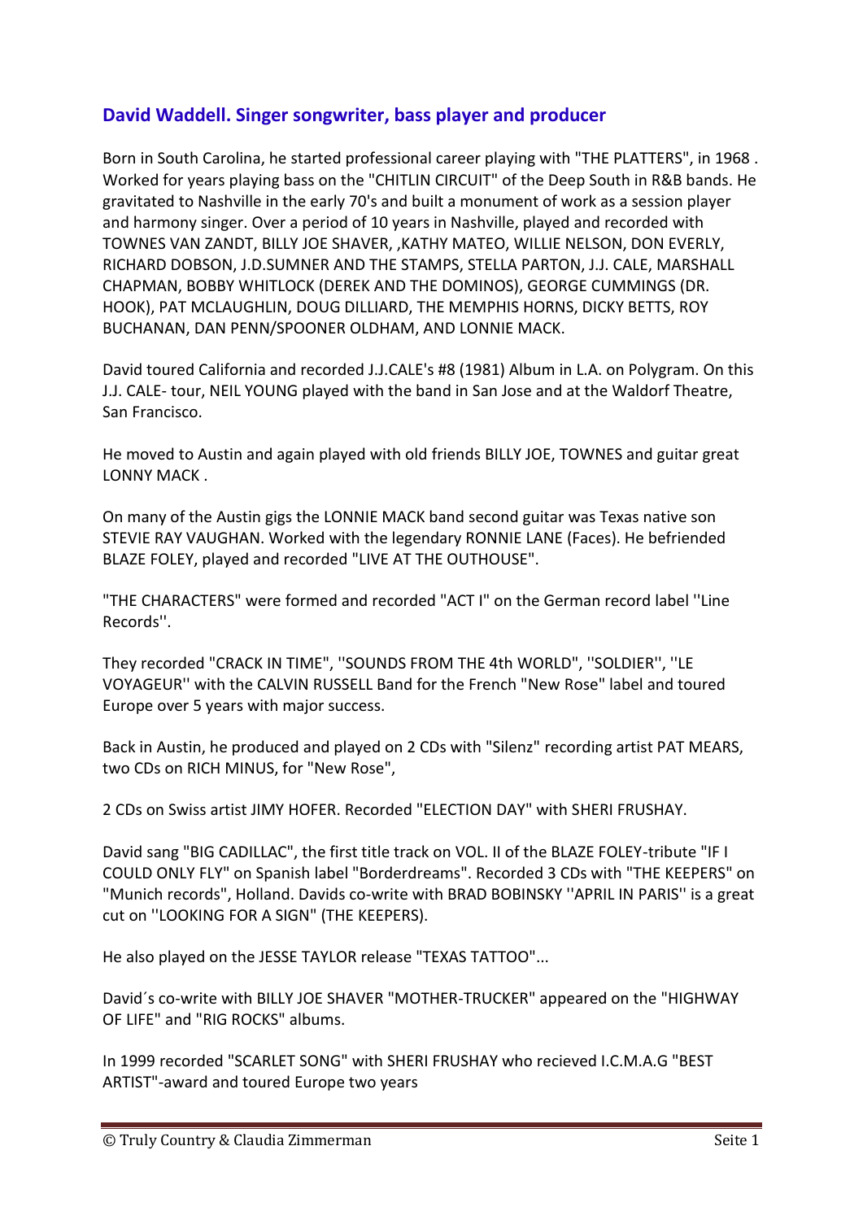## David Waddell. Singer songwriter, bass player and producer

Born in South Carolina, he started professional career playing with "THE PLATTERS", in 1968 . Worked for years playing bass on the "CHITLIN CIRCUIT" of the Deep South in R&B bands. He gravitated to Nashville in the early 70's and built a monument of work as a session player and harmony singer. Over a period of 10 years in Nashville, played and recorded with TOWNES VAN ZANDT, BILLY JOE SHAVER, ,KATHY MATEO, WILLIE NELSON, DON EVERLY, RICHARD DOBSON, J.D.SUMNER AND THE STAMPS, STELLA PARTON, J.J. CALE, MARSHALL CHAPMAN, BOBBY WHITLOCK (DEREK AND THE DOMINOS), GEORGE CUMMINGS (DR. HOOK), PAT MCLAUGHLIN, DOUG DILLIARD, THE MEMPHIS HORNS, DICKY BETTS, ROY BUCHANAN, DAN PENN/SPOONER OLDHAM, AND LONNIE MACK.

David toured California and recorded J.J.CALE's #8 (1981) Album in L.A. on Polygram. On this J.J. CALE- tour, NEIL YOUNG played with the band in San Jose and at the Waldorf Theatre, San Francisco.

He moved to Austin and again played with old friends BILLY JOE, TOWNES and guitar great LONNY MACK .

On many of the Austin gigs the LONNIE MACK band second guitar was Texas native son STEVIE RAY VAUGHAN. Worked with the legendary RONNIE LANE (Faces). He befriended BLAZE FOLEY, played and recorded "LIVE AT THE OUTHOUSE".

"THE CHARACTERS" were formed and recorded "ACT I" on the German record label ''Line Records''.

They recorded "CRACK IN TIME", ''SOUNDS FROM THE 4th WORLD", ''SOLDIER'', ''LE VOYAGEUR'' with the CALVIN RUSSELL Band for the French "New Rose" label and toured Europe over 5 years with major success.

Back in Austin, he produced and played on 2 CDs with "Silenz" recording artist PAT MEARS, two CDs on RICH MINUS, for "New Rose",

2 CDs on Swiss artist JIMY HOFER. Recorded "ELECTION DAY" with SHERI FRUSHAY.

David sang "BIG CADILLAC", the first title track on VOL. II of the BLAZE FOLEY-tribute "IF I COULD ONLY FLY" on Spanish label "Borderdreams". Recorded 3 CDs with "THE KEEPERS" on "Munich records", Holland. Davids co-write with BRAD BOBINSKY ''APRIL IN PARIS'' is a great cut on ''LOOKING FOR A SIGN" (THE KEEPERS).

He also played on the JESSE TAYLOR release "TEXAS TATTOO"...

David´s co-write with BILLY JOE SHAVER "MOTHER-TRUCKER" appeared on the "HIGHWAY OF LIFE" and "RIG ROCKS" albums.

In 1999 recorded "SCARLET SONG" with SHERI FRUSHAY who recieved I.C.M.A.G "BEST ARTIST"-award and toured Europe two years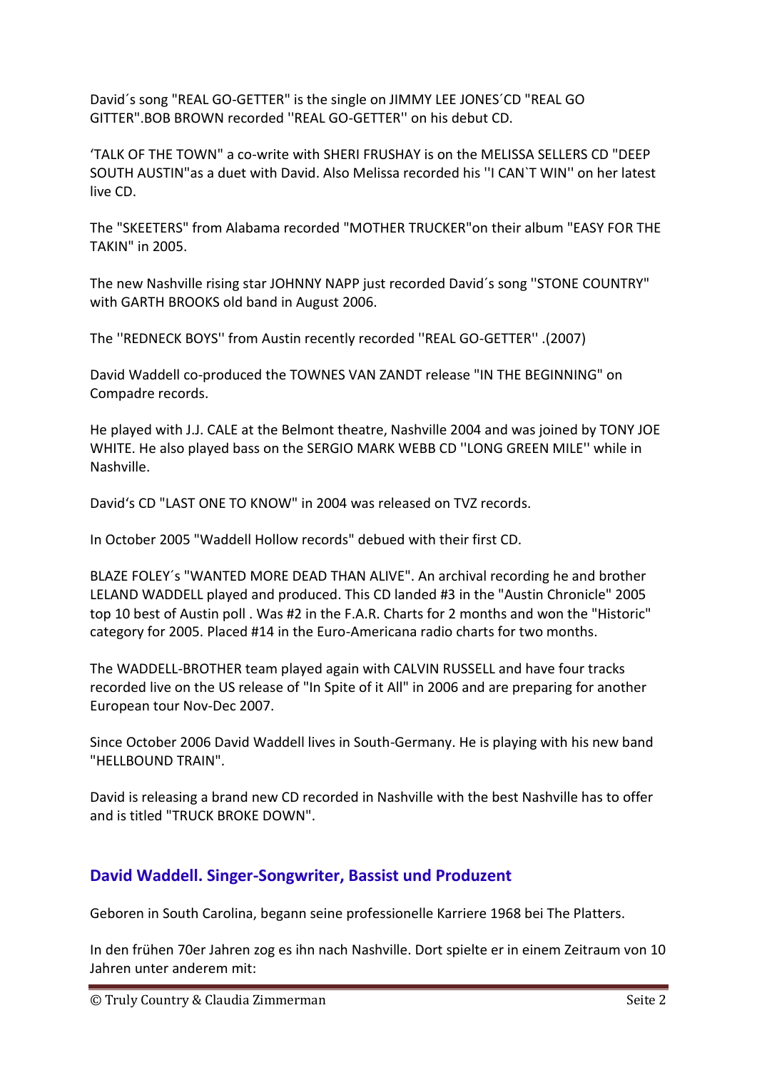David´s song "REAL GO-GETTER" is the single on JIMMY LEE JONES´CD "REAL GO GITTER".BOB BROWN recorded ''REAL GO-GETTER'' on his debut CD.

'TALK OF THE TOWN" a co-write with SHERI FRUSHAY is on the MELISSA SELLERS CD "DEEP SOUTH AUSTIN"as a duet with David. Also Melissa recorded his ''I CAN`T WIN'' on her latest live CD.

The "SKEETERS" from Alabama recorded "MOTHER TRUCKER"on their album "EASY FOR THE TAKIN" in 2005.

The new Nashville rising star JOHNNY NAPP just recorded David´s song ''STONE COUNTRY'' with GARTH BROOKS old band in August 2006.

The ''REDNECK BOYS'' from Austin recently recorded ''REAL GO-GETTER'' .(2007)

David Waddell co-produced the TOWNES VAN ZANDT release "IN THE BEGINNING" on Compadre records.

He played with J.J. CALE at the Belmont theatre, Nashville 2004 and was joined by TONY JOE WHITE. He also played bass on the SERGIO MARK WEBB CD ''LONG GREEN MILE'' while in Nashville.

David's CD "LAST ONE TO KNOW" in 2004 was released on TVZ records.

In October 2005 "Waddell Hollow records" debued with their first CD.

BLAZE FOLEY´s "WANTED MORE DEAD THAN ALIVE". An archival recording he and brother LELAND WADDELL played and produced. This CD landed #3 in the "Austin Chronicle" 2005 top 10 best of Austin poll . Was #2 in the F.A.R. Charts for 2 months and won the "Historic" category for 2005. Placed #14 in the Euro-Americana radio charts for two months.

The WADDELL-BROTHER team played again with CALVIN RUSSELL and have four tracks recorded live on the US release of "In Spite of it All" in 2006 and are preparing for another European tour Nov-Dec 2007.

Since October 2006 David Waddell lives in South-Germany. He is playing with his new band "HELLBOUND TRAIN".

David is releasing a brand new CD recorded in Nashville with the best Nashville has to offer and is titled "TRUCK BROKE DOWN".

## David Waddell. Singer-Songwriter, Bassist und Produzent

Geboren in South Carolina, begann seine professionelle Karriere 1968 bei The Platters.

In den frühen 70er Jahren zog es ihn nach Nashville. Dort spielte er in einem Zeitraum von 10 Jahren unter anderem mit: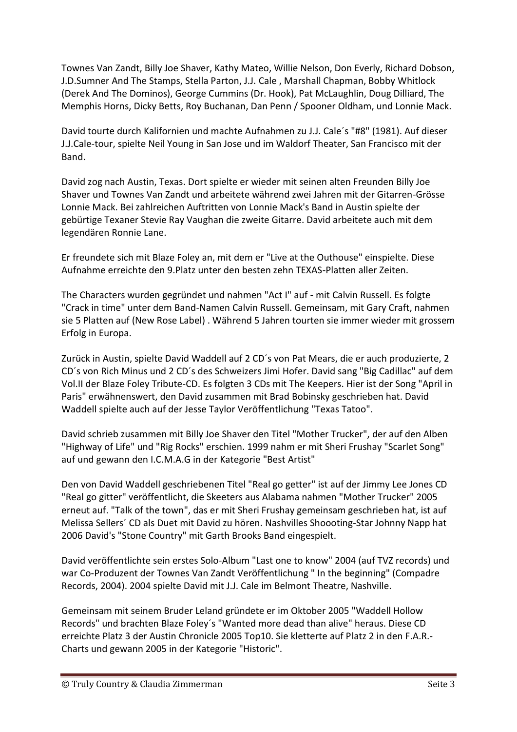Townes Van Zandt, Billy Joe Shaver, Kathy Mateo, Willie Nelson, Don Everly, Richard Dobson, J.D.Sumner And The Stamps, Stella Parton, J.J. Cale , Marshall Chapman, Bobby Whitlock (Derek And The Dominos), George Cummins (Dr. Hook), Pat McLaughlin, Doug Dilliard, The Memphis Horns, Dicky Betts, Roy Buchanan, Dan Penn / Spooner Oldham, und Lonnie Mack.

David tourte durch Kalifornien und machte Aufnahmen zu J.J. Cale´s "#8" (1981). Auf dieser J.J.Cale-tour, spielte Neil Young in San Jose und im Waldorf Theater, San Francisco mit der Band.

David zog nach Austin, Texas. Dort spielte er wieder mit seinen alten Freunden Billy Joe Shaver und Townes Van Zandt und arbeitete während zwei Jahren mit der Gitarren-Grösse Lonnie Mack. Bei zahlreichen Auftritten von Lonnie Mack's Band in Austin spielte der gebürtige Texaner Stevie Ray Vaughan die zweite Gitarre. David arbeitete auch mit dem legendären Ronnie Lane.

Er freundete sich mit Blaze Foley an, mit dem er "Live at the Outhouse" einspielte. Diese Aufnahme erreichte den 9.Platz unter den besten zehn TEXAS-Platten aller Zeiten.

The Characters wurden gegründet und nahmen "Act I" auf - mit Calvin Russell. Es folgte "Crack in time" unter dem Band-Namen Calvin Russell. Gemeinsam, mit Gary Craft, nahmen sie 5 Platten auf (New Rose Label) . Während 5 Jahren tourten sie immer wieder mit grossem Erfolg in Europa.

Zurück in Austin, spielte David Waddell auf 2 CD´s von Pat Mears, die er auch produzierte, 2 CD´s von Rich Minus und 2 CD´s des Schweizers Jimi Hofer. David sang "Big Cadillac" auf dem Vol.II der Blaze Foley Tribute-CD. Es folgten 3 CDs mit The Keepers. Hier ist der Song "April in Paris" erwähnenswert, den David zusammen mit Brad Bobinsky geschrieben hat. David Waddell spielte auch auf der Jesse Taylor Veröffentlichung "Texas Tatoo".

David schrieb zusammen mit Billy Joe Shaver den Titel "Mother Trucker", der auf den Alben "Highway of Life" und "Rig Rocks" erschien. 1999 nahm er mit Sheri Frushay "Scarlet Song" auf und gewann den I.C.M.A.G in der Kategorie "Best Artist"

Den von David Waddell geschriebenen Titel "Real go getter" ist auf der Jimmy Lee Jones CD "Real go gitter" veröffentlicht, die Skeeters aus Alabama nahmen "Mother Trucker" 2005 erneut auf. "Talk of the town", das er mit Sheri Frushay gemeinsam geschrieben hat, ist auf Melissa Sellers´ CD als Duet mit David zu hören. Nashvilles Shoooting-Star Johnny Napp hat 2006 David's "Stone Country" mit Garth Brooks Band eingespielt.

David veröffentlichte sein erstes Solo-Album "Last one to know" 2004 (auf TVZ records) und war Co-Produzent der Townes Van Zandt Veröffentlichung " In the beginning" (Compadre Records, 2004). 2004 spielte David mit J.J. Cale im Belmont Theatre, Nashville.

Gemeinsam mit seinem Bruder Leland gründete er im Oktober 2005 "Waddell Hollow Records" und brachten Blaze Foley´s "Wanted more dead than alive" heraus. Diese CD erreichte Platz 3 der Austin Chronicle 2005 Top10. Sie kletterte auf Platz 2 in den F.A.R.-Charts und gewann 2005 in der Kategorie "Historic".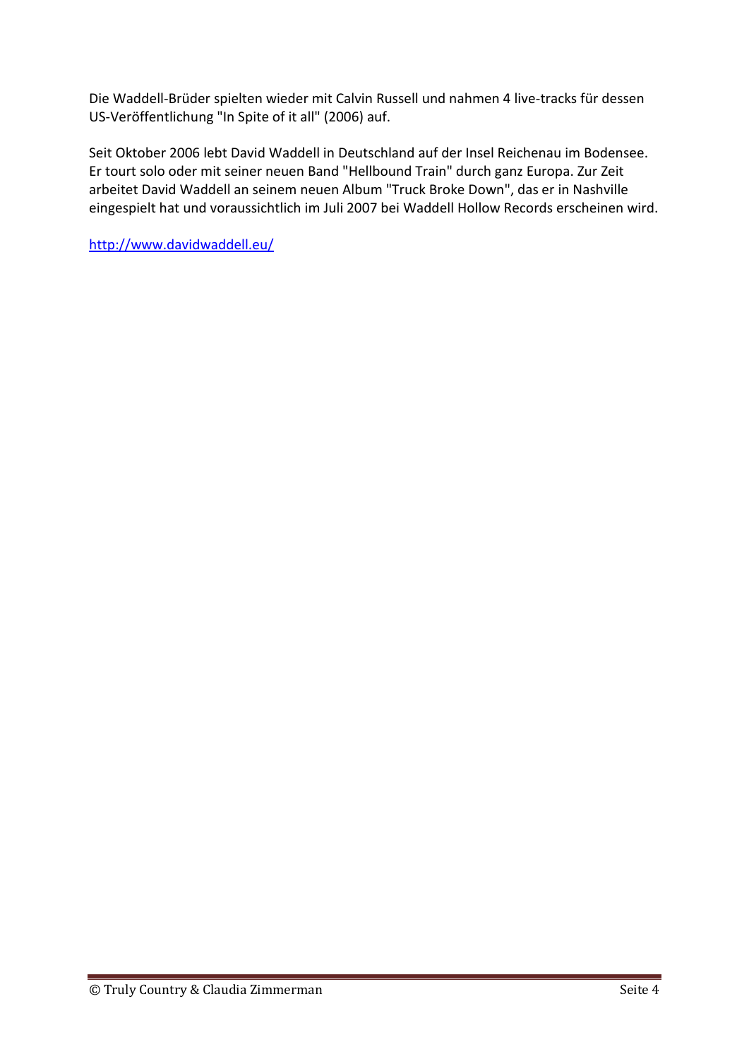Die Waddell-Brüder spielten wieder mit Calvin Russell und nahmen 4 live-tracks für dessen US-Veröffentlichung "In Spite of it all" (2006) auf.

Seit Oktober 2006 lebt David Waddell in Deutschland auf der Insel Reichenau im Bodensee. Er tourt solo oder mit seiner neuen Band "Hellbound Train" durch ganz Europa. Zur Zeit arbeitet David Waddell an seinem neuen Album "Truck Broke Down", das er in Nashville eingespielt hat und voraussichtlich im Juli 2007 bei Waddell Hollow Records erscheinen wird.

http://www.davidwaddell.eu/